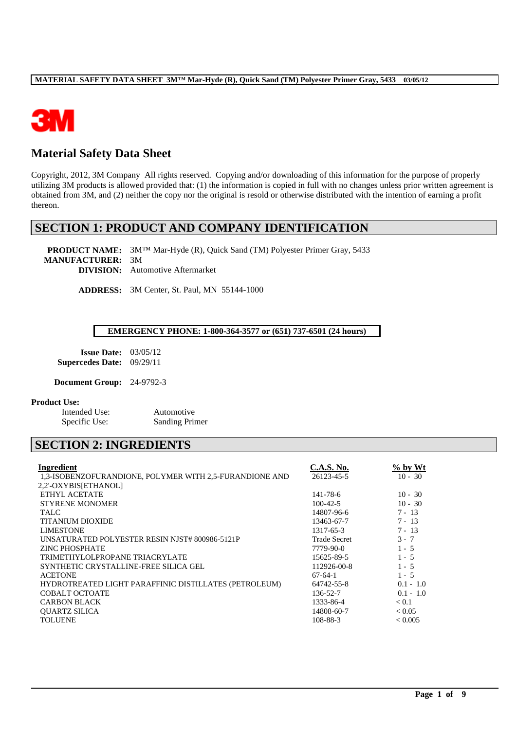# Material Safety Data Sheet

Copyright, 2012, 3M Company All rights reserved. Copying and/or downloading of this information for the purpose of properly utilizing 3M products is allowed provided that: (1) the information is copied in full with no changes unless prior written agreement is obtained from 3M, and (2) neither the copy nor the original is resold or otherwise distributed with the intention of earning a profit thereon.

## SECTION 1: PRODUCT AND COMPANY IDENTIFICATION

**PRODUCT NAME:** 3M™ Mar-Hyde (R), Quick Sand (TM) Polyester Primer Gray, 5433
**MANUFACTURER:** 3M
**DIVISION:** Automotive Aftermarket

**ADDRESS:** 3M Center, St. Paul, MN 55144-1000

**EMERGENCY PHONE: 1-800-364-3577 or (651) 737-6501 (24 hours)**

**Issue Date:** 03/05/12
**Supercedes Date:** 09/29/11

**Document Group:** 24-9792-3

**Product Use:**

Intended Use: Automotive
Specific Use: Sanding Primer

## SECTION 2: INGREDIENTS

| Ingredient | C.A.S. No. | % by Wt |
|---|---|---|
| 1,3-ISOBENZOFURANDIONE, POLYMER WITH 2,5-FURANDIONE AND 2,2'-OXYBIS[ETHANOL] | 26123-45-5 | 10 - 30 |
| ETHYL ACETATE | 141-78-6 | 10 - 30 |
| STYRENE MONOMER | 100-42-5 | 10 - 30 |
| TALC | 14807-96-6 | 7 - 13 |
| TITANIUM DIOXIDE | 13463-67-7 | 7 - 13 |
| LIMESTONE | 1317-65-3 | 7 - 13 |
| UNSATURATED POLYESTER RESIN NJST# 800986-5121P | Trade Secret | 3 - 7 |
| ZINC PHOSPHATE | 7779-90-0 | 1 - 5 |
| TRIMETHYLOLPROPANE TRIACRYLATE | 15625-89-5 | 1 - 5 |
| SYNTHETIC CRYSTALLINE-FREE SILICA GEL | 112926-00-8 | 1 - 5 |
| ACETONE | 67-64-1 | 1 - 5 |
| HYDROTREATED LIGHT PARAFFINIC DISTILLATES (PETROLEUM) | 64742-55-8 | 0.1 - 1.0 |
| COBALT OCTOATE | 136-52-7 | 0.1 - 1.0 |
| CARBON BLACK | 1333-86-4 | < 0.1 |
| QUARTZ SILICA | 14808-60-7 | < 0.05 |
| TOLUENE | 108-88-3 | < 0.005 |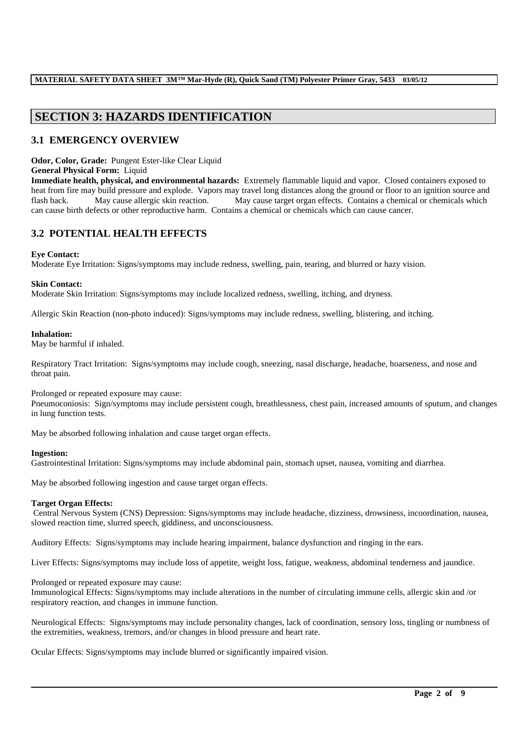## SECTION 3: HAZARDS IDENTIFICATION

### 3.1 EMERGENCY OVERVIEW

**Odor, Color, Grade:** Pungent Ester-like Clear Liquid
**General Physical Form:** Liquid
**Immediate health, physical, and environmental hazards:** Extremely flammable liquid and vapor. Closed containers exposed to heat from fire may build pressure and explode. Vapors may travel long distances along the ground or floor to an ignition source and flash back. May cause allergic skin reaction. May cause target organ effects. Contains a chemical or chemicals which can cause birth defects or other reproductive harm. Contains a chemical or chemicals which can cause cancer.

### 3.2 POTENTIAL HEALTH EFFECTS

**Eye Contact:**
Moderate Eye Irritation: Signs/symptoms may include redness, swelling, pain, tearing, and blurred or hazy vision.

**Skin Contact:**
Moderate Skin Irritation: Signs/symptoms may include localized redness, swelling, itching, and dryness.

Allergic Skin Reaction (non-photo induced): Signs/symptoms may include redness, swelling, blistering, and itching.

**Inhalation:**
May be harmful if inhaled.

Respiratory Tract Irritation: Signs/symptoms may include cough, sneezing, nasal discharge, headache, hoarseness, and nose and throat pain.

Prolonged or repeated exposure may cause:
Pneumoconiosis: Sign/symptoms may include persistent cough, breathlessness, chest pain, increased amounts of sputum, and changes in lung function tests.

May be absorbed following inhalation and cause target organ effects.

**Ingestion:**
Gastrointestinal Irritation: Signs/symptoms may include abdominal pain, stomach upset, nausea, vomiting and diarrhea.

May be absorbed following ingestion and cause target organ effects.

**Target Organ Effects:**
Central Nervous System (CNS) Depression: Signs/symptoms may include headache, dizziness, drowsiness, incoordination, nausea, slowed reaction time, slurred speech, giddiness, and unconsciousness.

Auditory Effects: Signs/symptoms may include hearing impairment, balance dysfunction and ringing in the ears.

Liver Effects: Signs/symptoms may include loss of appetite, weight loss, fatigue, weakness, abdominal tenderness and jaundice.

Prolonged or repeated exposure may cause:
Immunological Effects: Signs/symptoms may include alterations in the number of circulating immune cells, allergic skin and /or respiratory reaction, and changes in immune function.

Neurological Effects: Signs/symptoms may include personality changes, lack of coordination, sensory loss, tingling or numbness of the extremities, weakness, tremors, and/or changes in blood pressure and heart rate.

Ocular Effects: Signs/symptoms may include blurred or significantly impaired vision.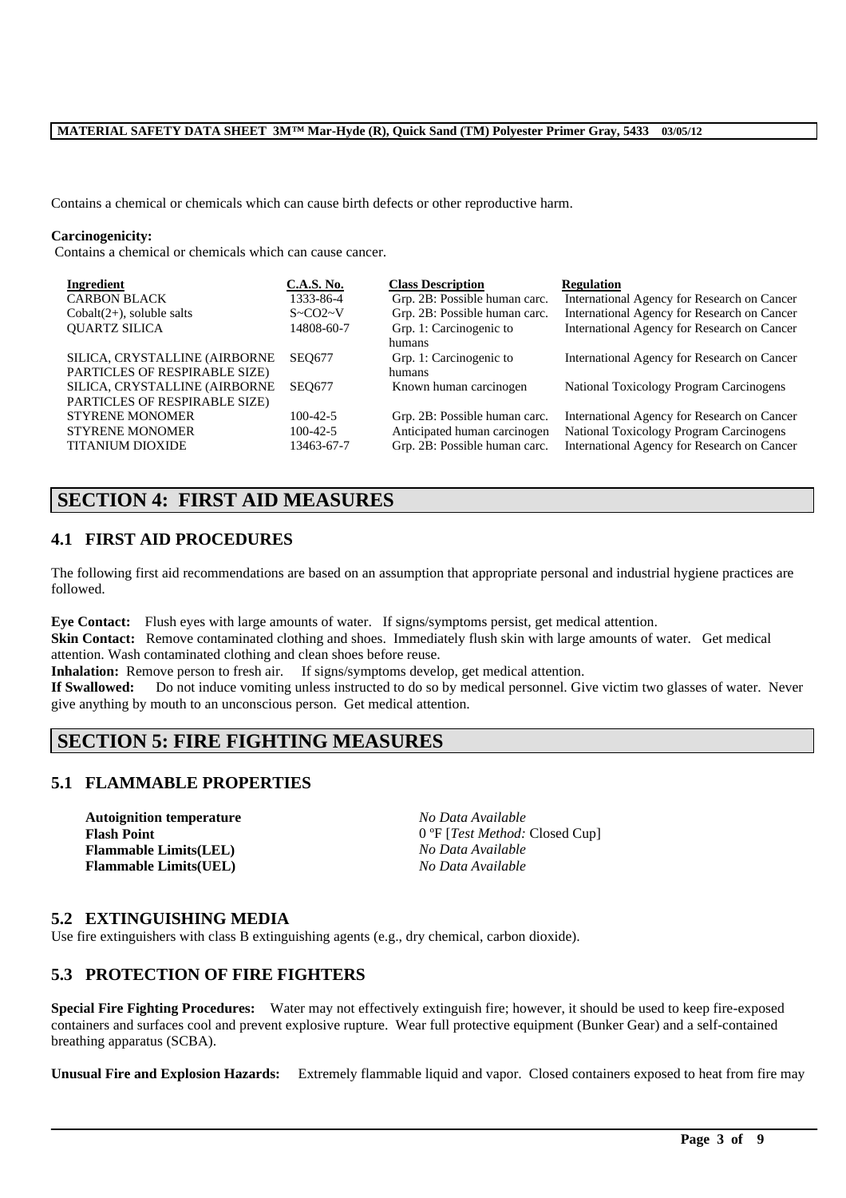Contains a chemical or chemicals which can cause birth defects or other reproductive harm.

**Carcinogenicity:**
Contains a chemical or chemicals which can cause cancer.

| Ingredient | C.A.S. No. | Class Description | Regulation |
|---|---|---|---|
| CARBON BLACK | 1333-86-4 | Grp. 2B: Possible human carc. | International Agency for Research on Cancer |
| Cobalt(2+), soluble salts | S~CO2~V | Grp. 2B: Possible human carc. | International Agency for Research on Cancer |
| QUARTZ SILICA | 14808-60-7 | Grp. 1: Carcinogenic to humans | International Agency for Research on Cancer |
| SILICA, CRYSTALLINE (AIRBORNE PARTICLES OF RESPIRABLE SIZE) | SEQ677 | Grp. 1: Carcinogenic to humans | International Agency for Research on Cancer |
| SILICA, CRYSTALLINE (AIRBORNE PARTICLES OF RESPIRABLE SIZE) | SEQ677 | Known human carcinogen | National Toxicology Program Carcinogens |
| STYRENE MONOMER | 100-42-5 | Grp. 2B: Possible human carc. | International Agency for Research on Cancer |
| STYRENE MONOMER | 100-42-5 | Anticipated human carcinogen | National Toxicology Program Carcinogens |
| TITANIUM DIOXIDE | 13463-67-7 | Grp. 2B: Possible human carc. | International Agency for Research on Cancer |

# SECTION 4: FIRST AID MEASURES

## 4.1 FIRST AID PROCEDURES

The following first aid recommendations are based on an assumption that appropriate personal and industrial hygiene practices are followed.

**Eye Contact:** Flush eyes with large amounts of water. If signs/symptoms persist, get medical attention.
**Skin Contact:** Remove contaminated clothing and shoes. Immediately flush skin with large amounts of water. Get medical attention. Wash contaminated clothing and clean shoes before reuse.
**Inhalation:** Remove person to fresh air. If signs/symptoms develop, get medical attention.
**If Swallowed:** Do not induce vomiting unless instructed to do so by medical personnel. Give victim two glasses of water. Never give anything by mouth to an unconscious person. Get medical attention.

# SECTION 5: FIRE FIGHTING MEASURES

## 5.1 FLAMMABLE PROPERTIES

| | |
|---|---|
| **Autoignition temperature** | *No Data Available* |
| **Flash Point** | 0 ºF [*Test Method:* Closed Cup] |
| **Flammable Limits(LEL)** | *No Data Available* |
| **Flammable Limits(UEL)** | *No Data Available* |

## 5.2 EXTINGUISHING MEDIA

Use fire extinguishers with class B extinguishing agents (e.g., dry chemical, carbon dioxide).

## 5.3 PROTECTION OF FIRE FIGHTERS

**Special Fire Fighting Procedures:** Water may not effectively extinguish fire; however, it should be used to keep fire-exposed containers and surfaces cool and prevent explosive rupture. Wear full protective equipment (Bunker Gear) and a self-contained breathing apparatus (SCBA).

**Unusual Fire and Explosion Hazards:** Extremely flammable liquid and vapor. Closed containers exposed to heat from fire may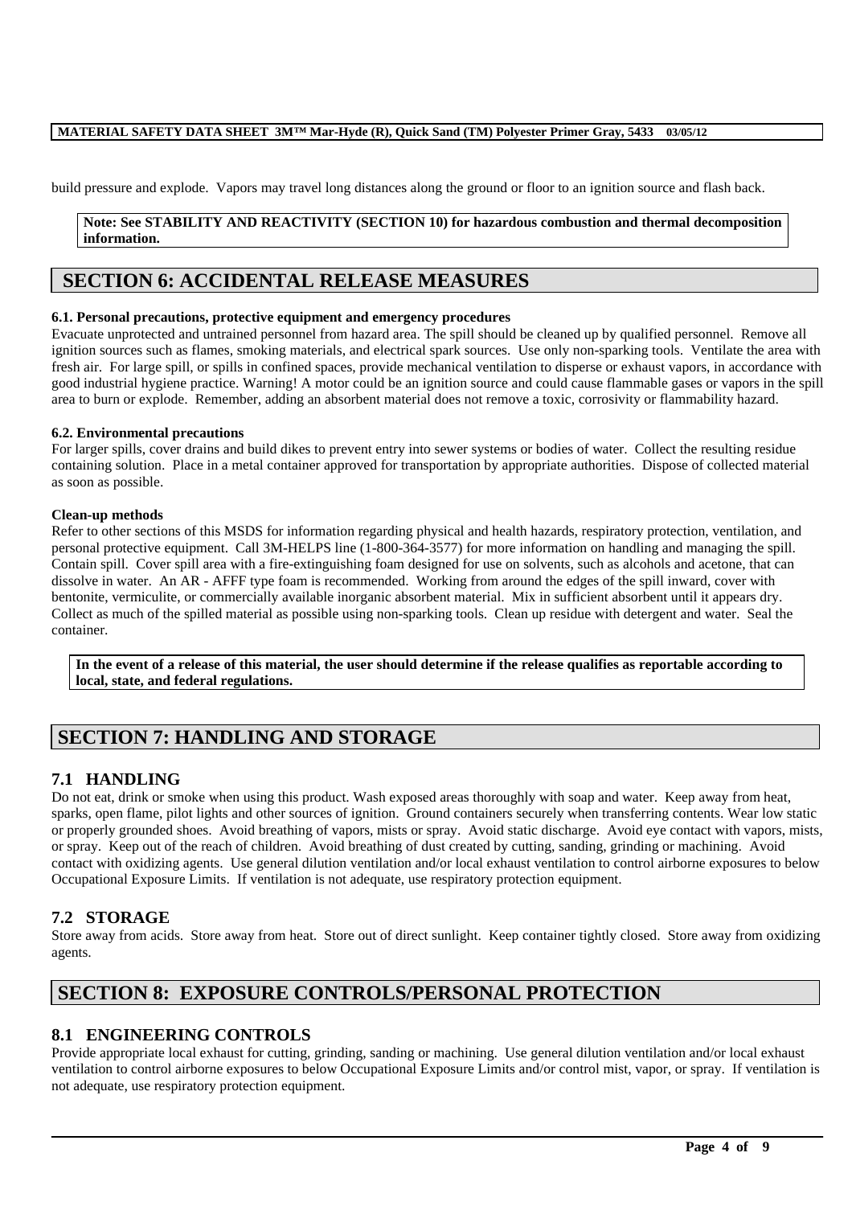build pressure and explode. Vapors may travel long distances along the ground or floor to an ignition source and flash back.

**Note: See STABILITY AND REACTIVITY (SECTION 10) for hazardous combustion and thermal decomposition information.**

## SECTION 6: ACCIDENTAL RELEASE MEASURES

**6.1. Personal precautions, protective equipment and emergency procedures**

Evacuate unprotected and untrained personnel from hazard area. The spill should be cleaned up by qualified personnel. Remove all ignition sources such as flames, smoking materials, and electrical spark sources. Use only non-sparking tools. Ventilate the area with fresh air. For large spill, or spills in confined spaces, provide mechanical ventilation to disperse or exhaust vapors, in accordance with good industrial hygiene practice. Warning! A motor could be an ignition source and could cause flammable gases or vapors in the spill area to burn or explode. Remember, adding an absorbent material does not remove a toxic, corrosivity or flammability hazard.

**6.2. Environmental precautions**

For larger spills, cover drains and build dikes to prevent entry into sewer systems or bodies of water. Collect the resulting residue containing solution. Place in a metal container approved for transportation by appropriate authorities. Dispose of collected material as soon as possible.

**Clean-up methods**

Refer to other sections of this MSDS for information regarding physical and health hazards, respiratory protection, ventilation, and personal protective equipment. Call 3M-HELPS line (1-800-364-3577) for more information on handling and managing the spill. Contain spill. Cover spill area with a fire-extinguishing foam designed for use on solvents, such as alcohols and acetone, that can dissolve in water. An AR - AFFF type foam is recommended. Working from around the edges of the spill inward, cover with bentonite, vermiculite, or commercially available inorganic absorbent material. Mix in sufficient absorbent until it appears dry. Collect as much of the spilled material as possible using non-sparking tools. Clean up residue with detergent and water. Seal the container.

**In the event of a release of this material, the user should determine if the release qualifies as reportable according to local, state, and federal regulations.**

## SECTION 7: HANDLING AND STORAGE

### 7.1 HANDLING

Do not eat, drink or smoke when using this product. Wash exposed areas thoroughly with soap and water. Keep away from heat, sparks, open flame, pilot lights and other sources of ignition. Ground containers securely when transferring contents. Wear low static or properly grounded shoes. Avoid breathing of vapors, mists or spray. Avoid static discharge. Avoid eye contact with vapors, mists, or spray. Keep out of the reach of children. Avoid breathing of dust created by cutting, sanding, grinding or machining. Avoid contact with oxidizing agents. Use general dilution ventilation and/or local exhaust ventilation to control airborne exposures to below Occupational Exposure Limits. If ventilation is not adequate, use respiratory protection equipment.

### 7.2 STORAGE

Store away from acids. Store away from heat. Store out of direct sunlight. Keep container tightly closed. Store away from oxidizing agents.

## SECTION 8: EXPOSURE CONTROLS/PERSONAL PROTECTION

### 8.1 ENGINEERING CONTROLS

Provide appropriate local exhaust for cutting, grinding, sanding or machining. Use general dilution ventilation and/or local exhaust ventilation to control airborne exposures to below Occupational Exposure Limits and/or control mist, vapor, or spray. If ventilation is not adequate, use respiratory protection equipment.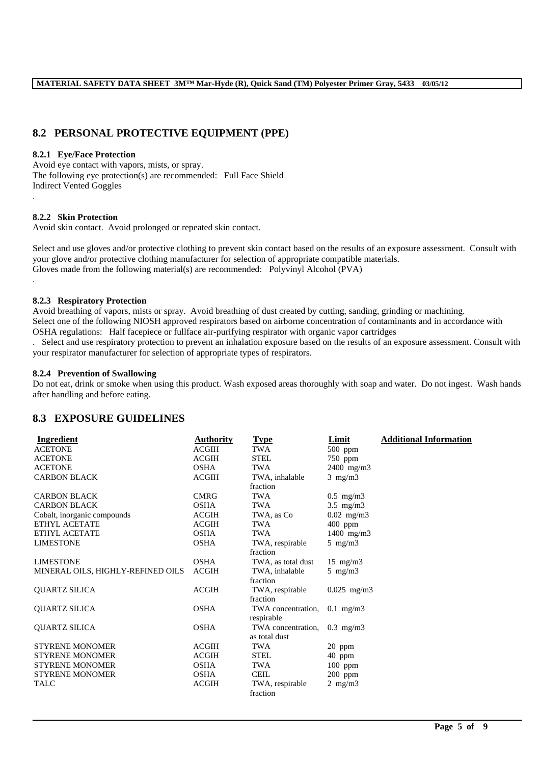## 8.2 PERSONAL PROTECTIVE EQUIPMENT (PPE)

### 8.2.1 Eye/Face Protection

Avoid eye contact with vapors, mists, or spray.
The following eye protection(s) are recommended: Full Face Shield
Indirect Vented Goggles
.

### 8.2.2 Skin Protection

Avoid skin contact. Avoid prolonged or repeated skin contact.

Select and use gloves and/or protective clothing to prevent skin contact based on the results of an exposure assessment. Consult with your glove and/or protective clothing manufacturer for selection of appropriate compatible materials.
Gloves made from the following material(s) are recommended: Polyvinyl Alcohol (PVA)
.

### 8.2.3 Respiratory Protection

Avoid breathing of vapors, mists or spray. Avoid breathing of dust created by cutting, sanding, grinding or machining.
Select one of the following NIOSH approved respirators based on airborne concentration of contaminants and in accordance with OSHA regulations: Half facepiece or fullface air-purifying respirator with organic vapor cartridges
. Select and use respiratory protection to prevent an inhalation exposure based on the results of an exposure assessment. Consult with your respirator manufacturer for selection of appropriate types of respirators.

### 8.2.4 Prevention of Swallowing

Do not eat, drink or smoke when using this product. Wash exposed areas thoroughly with soap and water. Do not ingest. Wash hands after handling and before eating.

## 8.3 EXPOSURE GUIDELINES

| Ingredient | Authority | Type | Limit | Additional Information |
|---|---|---|---|---|
| ACETONE | ACGIH | TWA | 500 ppm | |
| ACETONE | ACGIH | STEL | 750 ppm | |
| ACETONE | OSHA | TWA | 2400 mg/m3 | |
| CARBON BLACK | ACGIH | TWA, inhalable fraction | 3 mg/m3 | |
| CARBON BLACK | CMRG | TWA | 0.5 mg/m3 | |
| CARBON BLACK | OSHA | TWA | 3.5 mg/m3 | |
| Cobalt, inorganic compounds | ACGIH | TWA, as Co | 0.02 mg/m3 | |
| ETHYL ACETATE | ACGIH | TWA | 400 ppm | |
| ETHYL ACETATE | OSHA | TWA | 1400 mg/m3 | |
| LIMESTONE | OSHA | TWA, respirable fraction | 5 mg/m3 | |
| LIMESTONE | OSHA | TWA, as total dust | 15 mg/m3 | |
| MINERAL OILS, HIGHLY-REFINED OILS | ACGIH | TWA, inhalable fraction | 5 mg/m3 | |
| QUARTZ SILICA | ACGIH | TWA, respirable fraction | 0.025 mg/m3 | |
| QUARTZ SILICA | OSHA | TWA concentration, respirable | 0.1 mg/m3 | |
| QUARTZ SILICA | OSHA | TWA concentration, as total dust | 0.3 mg/m3 | |
| STYRENE MONOMER | ACGIH | TWA | 20 ppm | |
| STYRENE MONOMER | ACGIH | STEL | 40 ppm | |
| STYRENE MONOMER | OSHA | TWA | 100 ppm | |
| STYRENE MONOMER | OSHA | CEIL | 200 ppm | |
| TALC | ACGIH | TWA, respirable fraction | 2 mg/m3 | |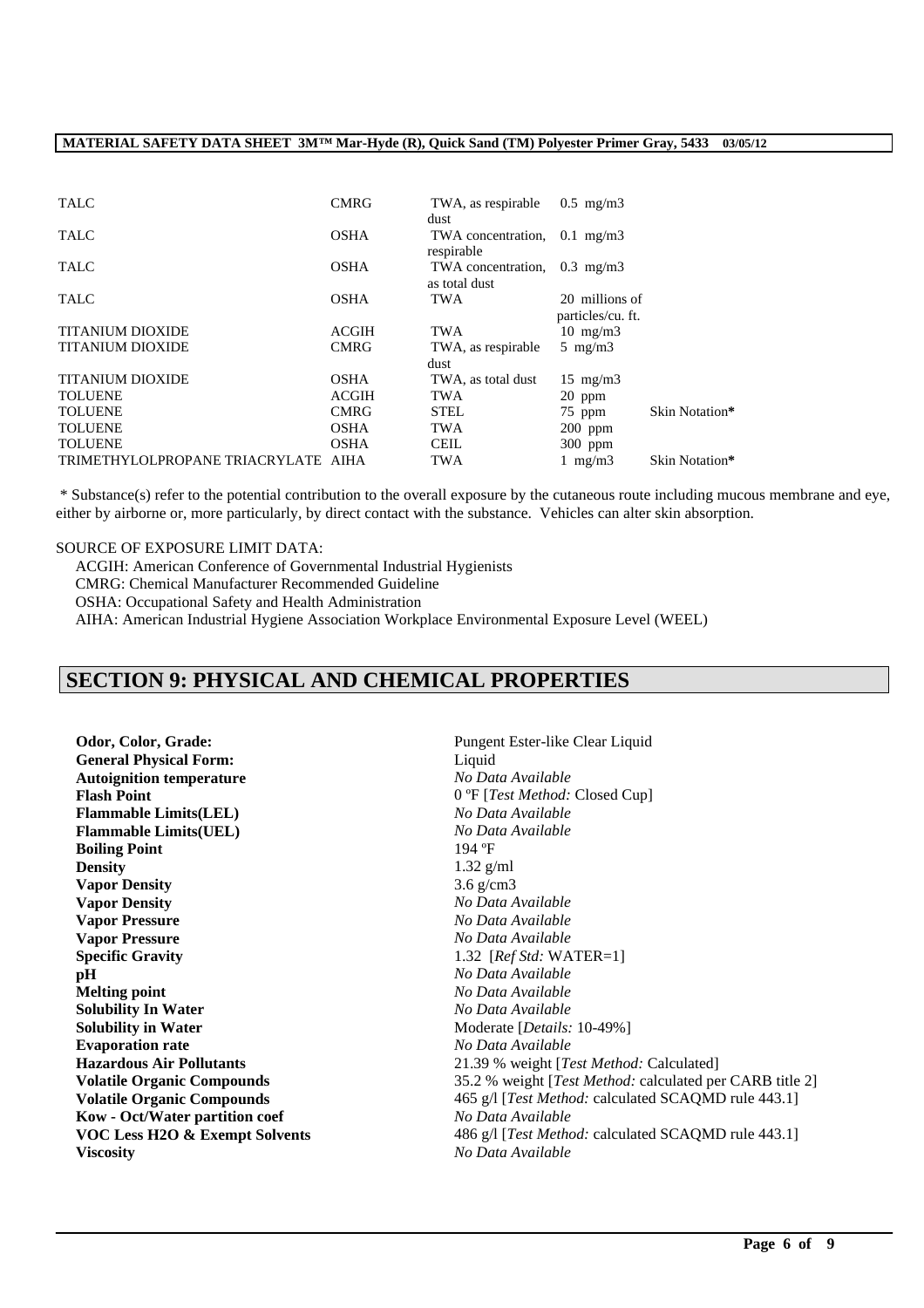| | | | | |
|---|---|---|---|---|
| TALC | CMRG | TWA, as respirable dust | 0.5 mg/m3 | |
| TALC | OSHA | TWA concentration, respirable | 0.1 mg/m3 | |
| TALC | OSHA | TWA concentration, as total dust | 0.3 mg/m3 | |
| TALC | OSHA | TWA | 20 millions of particles/cu. ft. | |
| TITANIUM DIOXIDE | ACGIH | TWA | 10 mg/m3 | |
| TITANIUM DIOXIDE | CMRG | TWA, as respirable dust | 5 mg/m3 | |
| TITANIUM DIOXIDE | OSHA | TWA, as total dust | 15 mg/m3 | |
| TOLUENE | ACGIH | TWA | 20 ppm | |
| TOLUENE | CMRG | STEL | 75 ppm | Skin Notation* |
| TOLUENE | OSHA | TWA | 200 ppm | |
| TOLUENE | OSHA | CEIL | 300 ppm | |
| TRIMETHYLOLPROPANE TRIACRYLATE | AIHA | TWA | 1 mg/m3 | Skin Notation* |

* Substance(s) refer to the potential contribution to the overall exposure by the cutaneous route including mucous membrane and eye, either by airborne or, more particularly, by direct contact with the substance. Vehicles can alter skin absorption.

SOURCE OF EXPOSURE LIMIT DATA:
ACGIH: American Conference of Governmental Industrial Hygienists
CMRG: Chemical Manufacturer Recommended Guideline
OSHA: Occupational Safety and Health Administration
AIHA: American Industrial Hygiene Association Workplace Environmental Exposure Level (WEEL)

# SECTION 9: PHYSICAL AND CHEMICAL PROPERTIES

| | |
|---|---|
| **Odor, Color, Grade:** | Pungent Ester-like Clear Liquid |
| **General Physical Form:** | Liquid |
| **Autoignition temperature** | *No Data Available* |
| **Flash Point** | 0 ºF [*Test Method:* Closed Cup] |
| **Flammable Limits(LEL)** | *No Data Available* |
| **Flammable Limits(UEL)** | *No Data Available* |
| **Boiling Point** | 194 ºF |
| **Density** | 1.32 g/ml |
| **Vapor Density** | 3.6 g/cm3 |
| **Vapor Density** | *No Data Available* |
| **Vapor Pressure** | *No Data Available* |
| **Vapor Pressure** | *No Data Available* |
| **Specific Gravity** | 1.32 [*Ref Std:* WATER=1] |
| **pH** | *No Data Available* |
| **Melting point** | *No Data Available* |
| **Solubility In Water** | *No Data Available* |
| **Solubility in Water** | Moderate [*Details:* 10-49%] |
| **Evaporation rate** | *No Data Available* |
| **Hazardous Air Pollutants** | 21.39 % weight [*Test Method:* Calculated] |
| **Volatile Organic Compounds** | 35.2 % weight [*Test Method:* calculated per CARB title 2] |
| **Volatile Organic Compounds** | 465 g/l [*Test Method:* calculated SCAQMD rule 443.1] |
| **Kow - Oct/Water partition coef** | *No Data Available* |
| **VOC Less H2O & Exempt Solvents** | 486 g/l [*Test Method:* calculated SCAQMD rule 443.1] |
| **Viscosity** | *No Data Available* |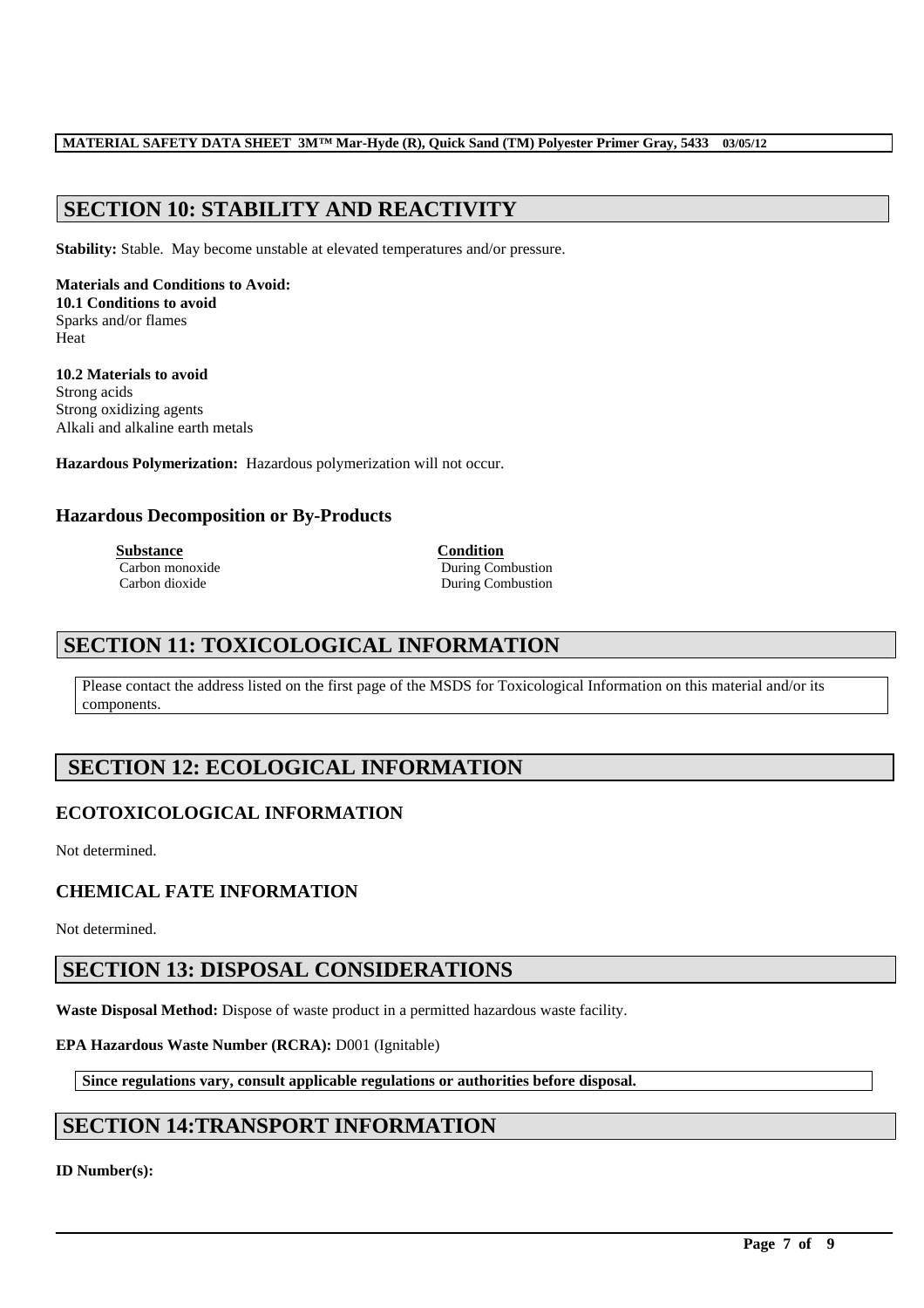## SECTION 10: STABILITY AND REACTIVITY

**Stability:** Stable. May become unstable at elevated temperatures and/or pressure.

**Materials and Conditions to Avoid:**
**10.1 Conditions to avoid**
Sparks and/or flames
Heat

**10.2 Materials to avoid**
Strong acids
Strong oxidizing agents
Alkali and alkaline earth metals

**Hazardous Polymerization:** Hazardous polymerization will not occur.

### Hazardous Decomposition or By-Products

| Substance | Condition |
|---|---|
| Carbon monoxide | During Combustion |
| Carbon dioxide | During Combustion |

## SECTION 11: TOXICOLOGICAL INFORMATION

Please contact the address listed on the first page of the MSDS for Toxicological Information on this material and/or its components.

## SECTION 12: ECOLOGICAL INFORMATION

### ECOTOXICOLOGICAL INFORMATION

Not determined.

### CHEMICAL FATE INFORMATION

Not determined.

## SECTION 13: DISPOSAL CONSIDERATIONS

**Waste Disposal Method:** Dispose of waste product in a permitted hazardous waste facility.

**EPA Hazardous Waste Number (RCRA):** D001 (Ignitable)

**Since regulations vary, consult applicable regulations or authorities before disposal.**

## SECTION 14:TRANSPORT INFORMATION

**ID Number(s):**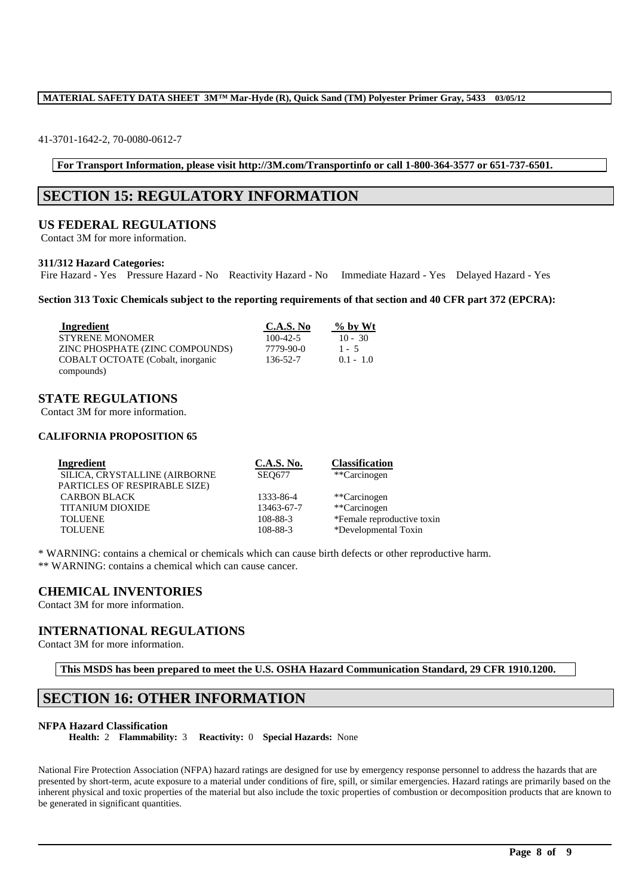41-3701-1642-2, 70-0080-0612-7

**For Transport Information, please visit http://3M.com/Transportinfo or call 1-800-364-3577 or 651-737-6501.**

# SECTION 15: REGULATORY INFORMATION

## US FEDERAL REGULATIONS

Contact 3M for more information.

**311/312 Hazard Categories:**

Fire Hazard - Yes Pressure Hazard - No Reactivity Hazard - No Immediate Hazard - Yes Delayed Hazard - Yes

**Section 313 Toxic Chemicals subject to the reporting requirements of that section and 40 CFR part 372 (EPCRA):**

| Ingredient | C.A.S. No | % by Wt |
|---|---|---|
| STYRENE MONOMER | 100-42-5 | 10 - 30 |
| ZINC PHOSPHATE (ZINC COMPOUNDS) | 7779-90-0 | 1 - 5 |
| COBALT OCTOATE (Cobalt, inorganic compounds) | 136-52-7 | 0.1 - 1.0 |

## STATE REGULATIONS

Contact 3M for more information.

### CALIFORNIA PROPOSITION 65

| Ingredient | C.A.S. No. | Classification |
|---|---|---|
| SILICA, CRYSTALLINE (AIRBORNE PARTICLES OF RESPIRABLE SIZE) | SEQ677 | **Carcinogen |
| CARBON BLACK | 1333-86-4 | **Carcinogen |
| TITANIUM DIOXIDE | 13463-67-7 | **Carcinogen |
| TOLUENE | 108-88-3 | *Female reproductive toxin |
| TOLUENE | 108-88-3 | *Developmental Toxin |

* WARNING: contains a chemical or chemicals which can cause birth defects or other reproductive harm.

** WARNING: contains a chemical which can cause cancer.

## CHEMICAL INVENTORIES

Contact 3M for more information.

## INTERNATIONAL REGULATIONS

Contact 3M for more information.

**This MSDS has been prepared to meet the U.S. OSHA Hazard Communication Standard, 29 CFR 1910.1200.**

# SECTION 16: OTHER INFORMATION

**NFPA Hazard Classification**

**Health:** 2 **Flammability:** 3 **Reactivity:** 0 **Special Hazards:** None

National Fire Protection Association (NFPA) hazard ratings are designed for use by emergency response personnel to address the hazards that are presented by short-term, acute exposure to a material under conditions of fire, spill, or similar emergencies. Hazard ratings are primarily based on the inherent physical and toxic properties of the material but also include the toxic properties of combustion or decomposition products that are known to be generated in significant quantities.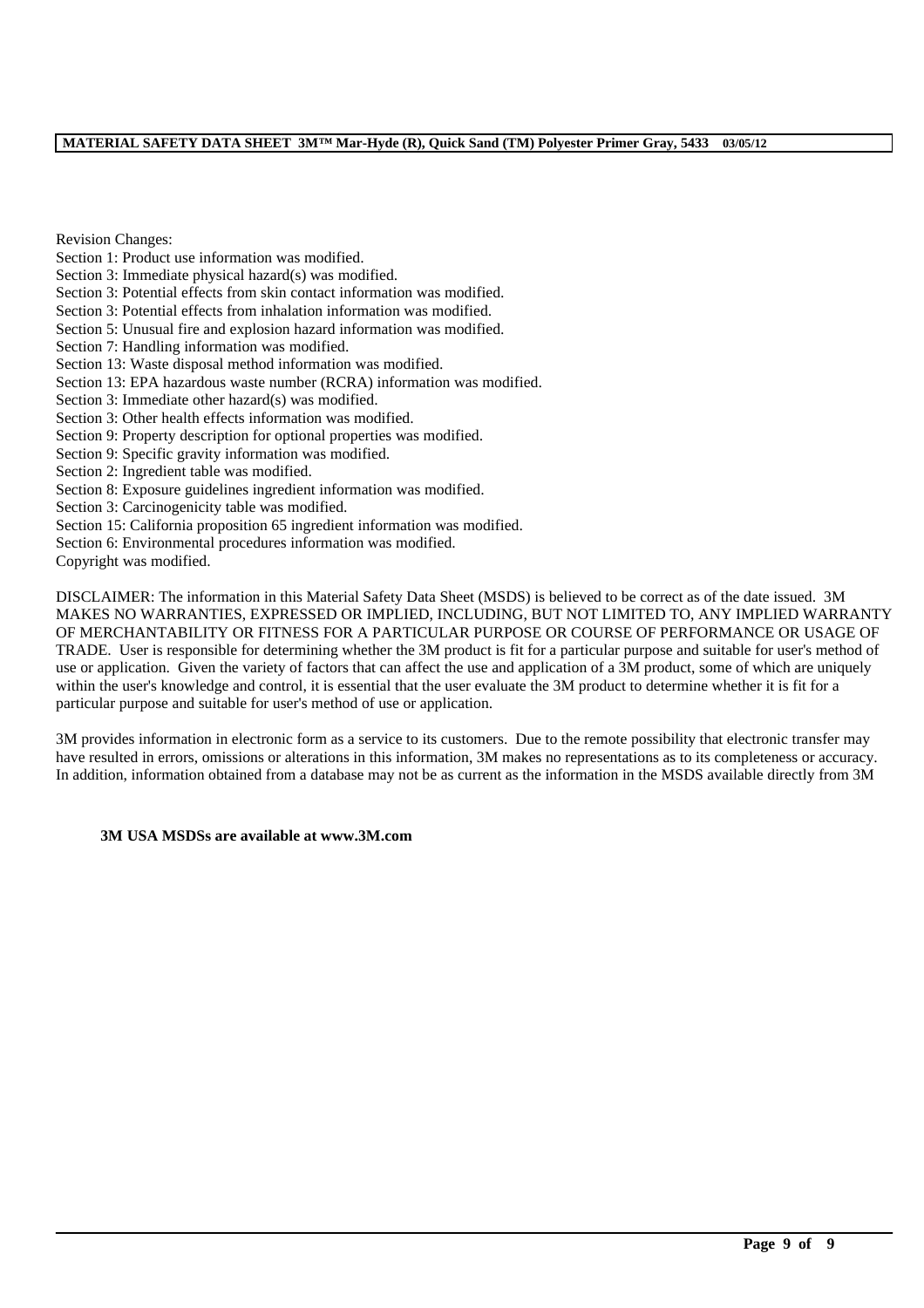Revision Changes:
Section 1: Product use information was modified.
Section 3: Immediate physical hazard(s) was modified.
Section 3: Potential effects from skin contact information was modified.
Section 3: Potential effects from inhalation information was modified.
Section 5: Unusual fire and explosion hazard information was modified.
Section 7: Handling information was modified.
Section 13: Waste disposal method information was modified.
Section 13: EPA hazardous waste number (RCRA) information was modified.
Section 3: Immediate other hazard(s) was modified.
Section 3: Other health effects information was modified.
Section 9: Property description for optional properties was modified.
Section 9: Specific gravity information was modified.
Section 2: Ingredient table was modified.
Section 8: Exposure guidelines ingredient information was modified.
Section 3: Carcinogenicity table was modified.
Section 15: California proposition 65 ingredient information was modified.
Section 6: Environmental procedures information was modified.
Copyright was modified.

DISCLAIMER: The information in this Material Safety Data Sheet (MSDS) is believed to be correct as of the date issued. 3M MAKES NO WARRANTIES, EXPRESSED OR IMPLIED, INCLUDING, BUT NOT LIMITED TO, ANY IMPLIED WARRANTY OF MERCHANTABILITY OR FITNESS FOR A PARTICULAR PURPOSE OR COURSE OF PERFORMANCE OR USAGE OF TRADE. User is responsible for determining whether the 3M product is fit for a particular purpose and suitable for user's method of use or application. Given the variety of factors that can affect the use and application of a 3M product, some of which are uniquely within the user's knowledge and control, it is essential that the user evaluate the 3M product to determine whether it is fit for a particular purpose and suitable for user's method of use or application.

3M provides information in electronic form as a service to its customers. Due to the remote possibility that electronic transfer may have resulted in errors, omissions or alterations in this information, 3M makes no representations as to its completeness or accuracy. In addition, information obtained from a database may not be as current as the information in the MSDS available directly from 3M

**3M USA MSDSs are available at www.3M.com**